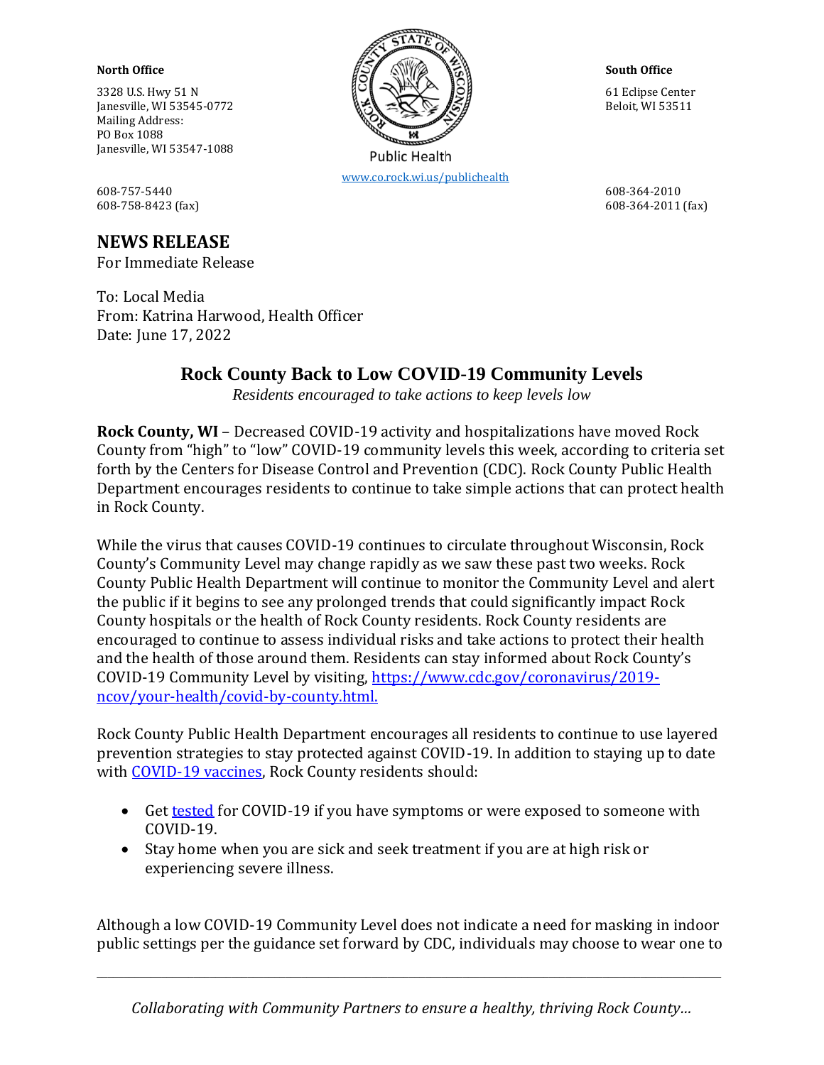**North Office**

3328 U.S. Hwy 51 N
Janesville, WI 53545-0772
Mailing Address:
PO Box 1088
Janesville, WI 53547-1088

608-757-5440
608-758-8423 (fax)

Public Health
[www.co.rock.wi.us/publichealth](www.co.rock.wi.us/publichealth)

**South Office**

61 Eclipse Center
Beloit, WI 53511

608-364-2010
608-364-2011 (fax)

## NEWS RELEASE

For Immediate Release

To: Local Media
From: Katrina Harwood, Health Officer
Date: June 17, 2022

# Rock County Back to Low COVID-19 Community Levels

*Residents encouraged to take actions to keep levels low*

**Rock County, WI** – Decreased COVID-19 activity and hospitalizations have moved Rock County from "high" to "low" COVID-19 community levels this week, according to criteria set forth by the Centers for Disease Control and Prevention (CDC). Rock County Public Health Department encourages residents to continue to take simple actions that can protect health in Rock County.

While the virus that causes COVID-19 continues to circulate throughout Wisconsin, Rock County's Community Level may change rapidly as we saw these past two weeks. Rock County Public Health Department will continue to monitor the Community Level and alert the public if it begins to see any prolonged trends that could significantly impact Rock County hospitals or the health of Rock County residents. Rock County residents are encouraged to continue to assess individual risks and take actions to protect their health and the health of those around them. Residents can stay informed about Rock County's COVID-19 Community Level by visiting, [https://www.cdc.gov/coronavirus/2019-ncov/your-health/covid-by-county.html.](https://www.cdc.gov/coronavirus/2019-ncov/your-health/covid-by-county.html)

Rock County Public Health Department encourages all residents to continue to use layered prevention strategies to stay protected against COVID-19. In addition to staying up to date with COVID-19 vaccines, Rock County residents should:

- Get tested for COVID-19 if you have symptoms or were exposed to someone with COVID-19.
- Stay home when you are sick and seek treatment if you are at high risk or experiencing severe illness.

Although a low COVID-19 Community Level does not indicate a need for masking in indoor public settings per the guidance set forward by CDC, individuals may choose to wear one to

*Collaborating with Community Partners to ensure a healthy, thriving Rock County…*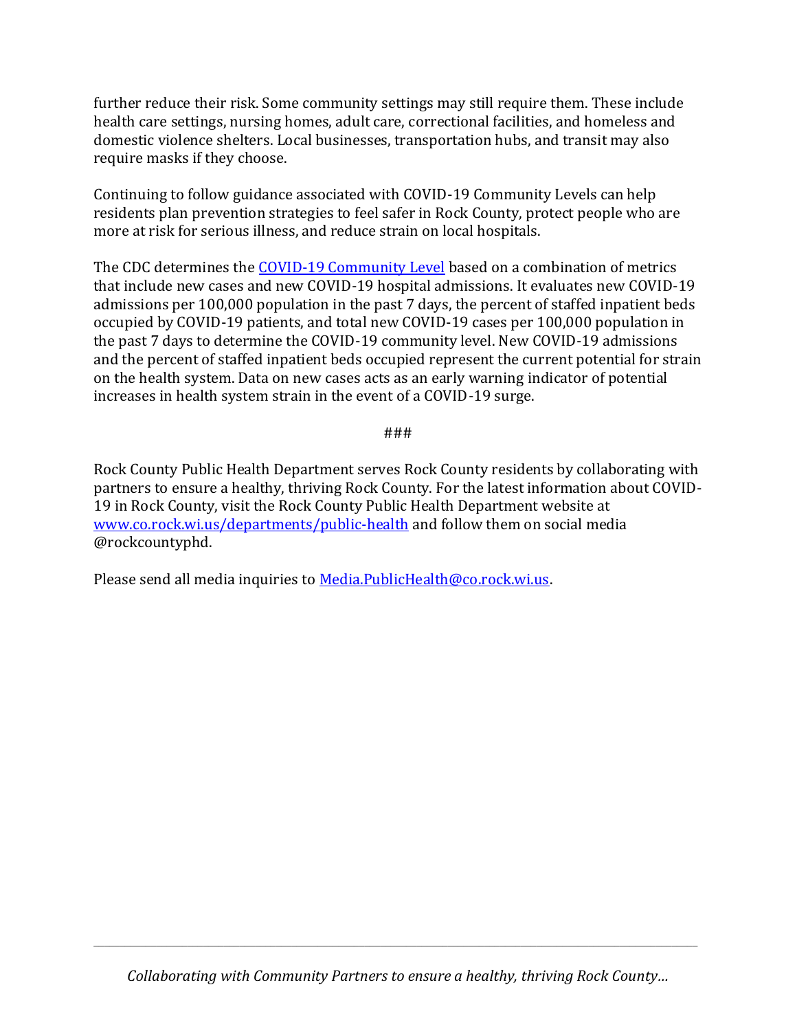further reduce their risk. Some community settings may still require them. These include health care settings, nursing homes, adult care, correctional facilities, and homeless and domestic violence shelters. Local businesses, transportation hubs, and transit may also require masks if they choose.

Continuing to follow guidance associated with COVID-19 Community Levels can help residents plan prevention strategies to feel safer in Rock County, protect people who are more at risk for serious illness, and reduce strain on local hospitals.

The CDC determines the [COVID-19 Community Level]() based on a combination of metrics that include new cases and new COVID-19 hospital admissions. It evaluates new COVID-19 admissions per 100,000 population in the past 7 days, the percent of staffed inpatient beds occupied by COVID-19 patients, and total new COVID-19 cases per 100,000 population in the past 7 days to determine the COVID-19 community level. New COVID-19 admissions and the percent of staffed inpatient beds occupied represent the current potential for strain on the health system. Data on new cases acts as an early warning indicator of potential increases in health system strain in the event of a COVID-19 surge.

###

Rock County Public Health Department serves Rock County residents by collaborating with partners to ensure a healthy, thriving Rock County. For the latest information about COVID-19 in Rock County, visit the Rock County Public Health Department website at [www.co.rock.wi.us/departments/public-health](www.co.rock.wi.us/departments/public-health) and follow them on social media @rockcountyphd.

Please send all media inquiries to [Media.PublicHealth@co.rock.wi.us](mailto:Media.PublicHealth@co.rock.wi.us).